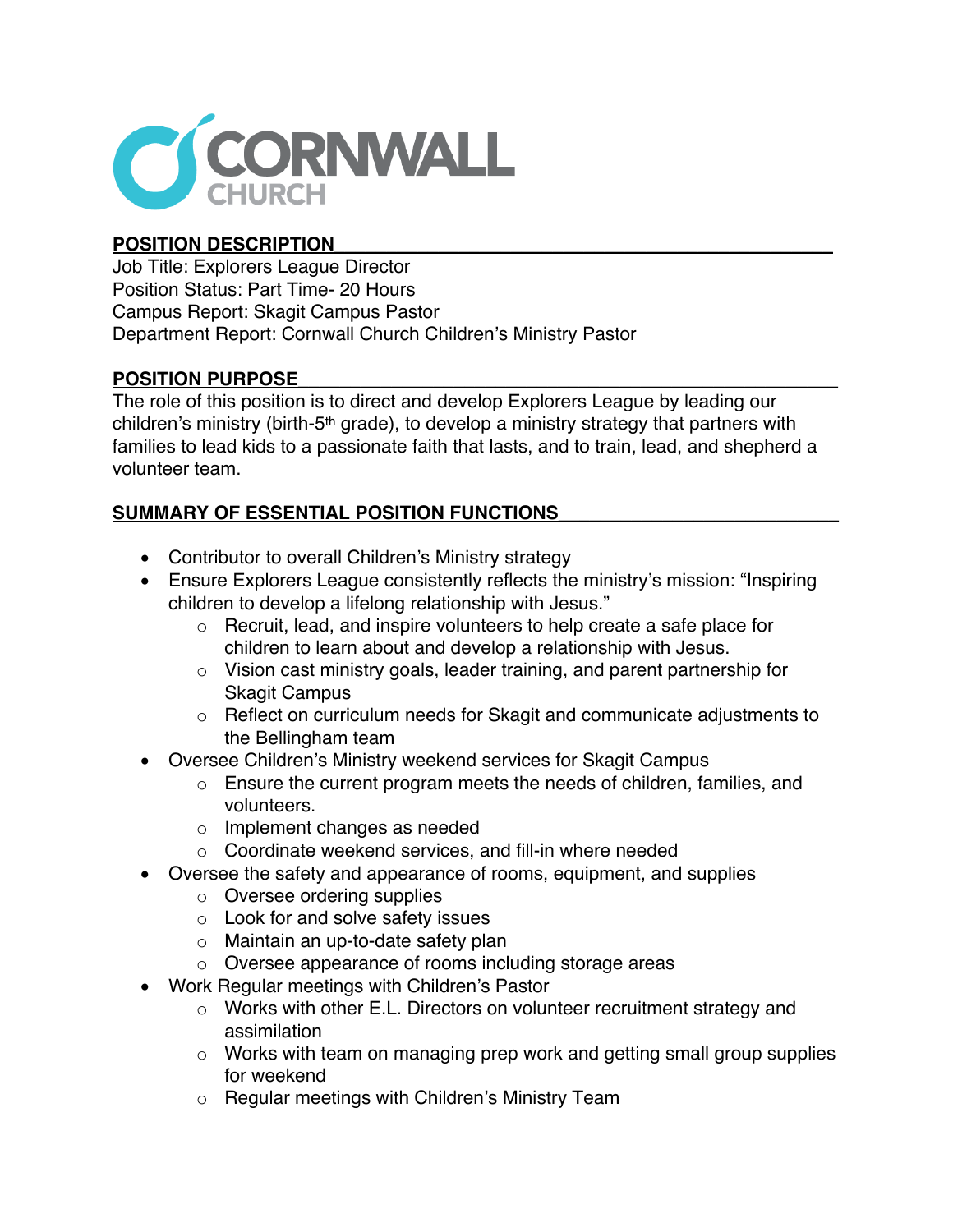CORNWALL CHURCH

## POSITION DESCRIPTION

Job Title: Explorers League Director
Position Status: Part Time- 20 Hours
Campus Report: Skagit Campus Pastor
Department Report: Cornwall Church Children's Ministry Pastor

## POSITION PURPOSE

The role of this position is to direct and develop Explorers League by leading our children's ministry (birth-5th grade), to develop a ministry strategy that partners with families to lead kids to a passionate faith that lasts, and to train, lead, and shepherd a volunteer team.

## SUMMARY OF ESSENTIAL POSITION FUNCTIONS

- Contributor to overall Children's Ministry strategy
- Ensure Explorers League consistently reflects the ministry's mission: "Inspiring children to develop a lifelong relationship with Jesus."
  - Recruit, lead, and inspire volunteers to help create a safe place for children to learn about and develop a relationship with Jesus.
  - Vision cast ministry goals, leader training, and parent partnership for Skagit Campus
  - Reflect on curriculum needs for Skagit and communicate adjustments to the Bellingham team
- Oversee Children's Ministry weekend services for Skagit Campus
  - Ensure the current program meets the needs of children, families, and volunteers.
  - Implement changes as needed
  - Coordinate weekend services, and fill-in where needed
- Oversee the safety and appearance of rooms, equipment, and supplies
  - Oversee ordering supplies
  - Look for and solve safety issues
  - Maintain an up-to-date safety plan
  - Oversee appearance of rooms including storage areas
- Work Regular meetings with Children's Pastor
  - Works with other E.L. Directors on volunteer recruitment strategy and assimilation
  - Works with team on managing prep work and getting small group supplies for weekend
  - Regular meetings with Children's Ministry Team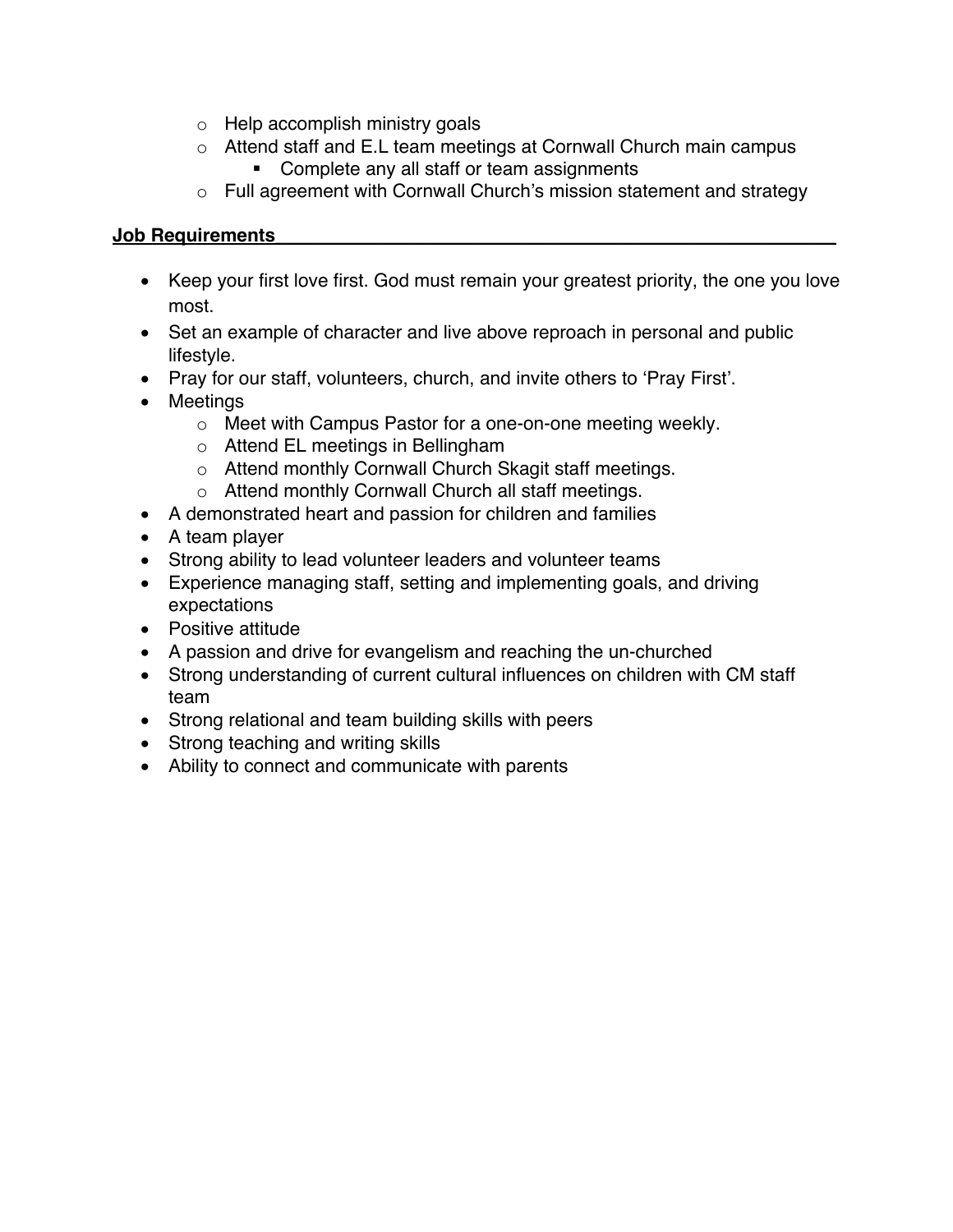- Help accomplish ministry goals
  - Attend staff and E.L team meetings at Cornwall Church main campus
    - Complete any all staff or team assignments
  - Full agreement with Cornwall Church's mission statement and strategy

**Job Requirements**

- Keep your first love first. God must remain your greatest priority, the one you love most.
- Set an example of character and live above reproach in personal and public lifestyle.
- Pray for our staff, volunteers, church, and invite others to 'Pray First'.
- Meetings
  - Meet with Campus Pastor for a one-on-one meeting weekly.
  - Attend EL meetings in Bellingham
  - Attend monthly Cornwall Church Skagit staff meetings.
  - Attend monthly Cornwall Church all staff meetings.
- A demonstrated heart and passion for children and families
- A team player
- Strong ability to lead volunteer leaders and volunteer teams
- Experience managing staff, setting and implementing goals, and driving expectations
- Positive attitude
- A passion and drive for evangelism and reaching the un-churched
- Strong understanding of current cultural influences on children with CM staff team
- Strong relational and team building skills with peers
- Strong teaching and writing skills
- Ability to connect and communicate with parents